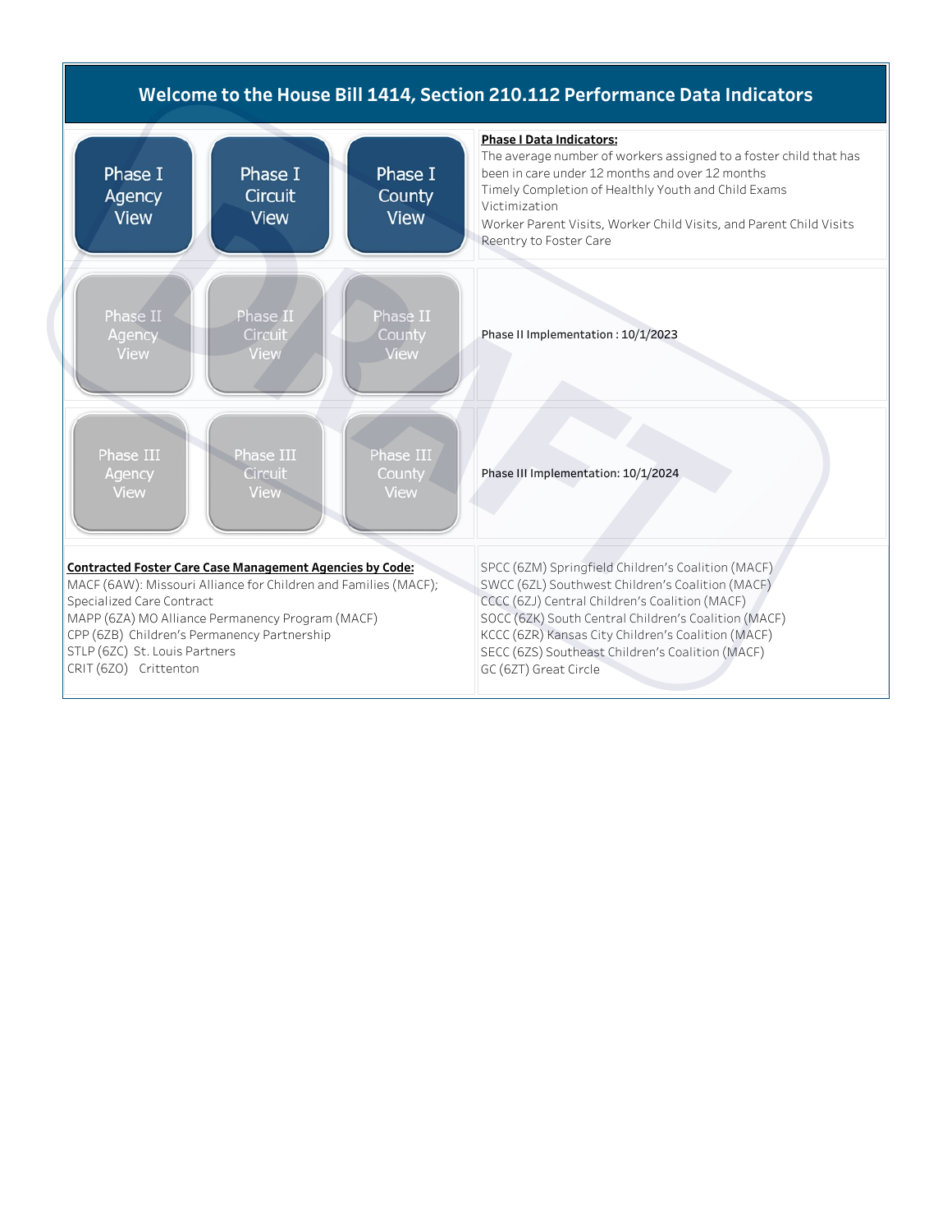# Welcome to the House Bill 1414, Section 210.112 Performance Data Indicators

| | | | |
|---|---|---|---|
| Phase I Agency View | Phase I Circuit View | Phase I County View | **Phase I Data Indicators:**<br>The average number of workers assigned to a foster child that has been in care under 12 months and over 12 months<br>Timely Completion of Healthly Youth and Child Exams<br>Victimization<br>Worker Parent Visits, Worker Child Visits, and Parent Child Visits<br>Reentry to Foster Care |
| Phase II Agency View | Phase II Circuit View | Phase II County View | Phase II Implementation : 10/1/2023 |
| Phase III Agency View | Phase III Circuit View | Phase III County View | Phase III Implementation: 10/1/2024 |

**Contracted Foster Care Case Management Agencies by Code:**

MACF (6AW): Missouri Alliance for Children and Families (MACF); Specialized Care Contract
MAPP (6ZA) MO Alliance Permanency Program (MACF)
CPP (6ZB) Children's Permanency Partnership
STLP (6ZC) St. Louis Partners
CRIT (6ZO) Crittenton
SPCC (6ZM) Springfield Children's Coalition (MACF)
SWCC (6ZL) Southwest Children's Coalition (MACF)
CCCC (6ZJ) Central Children's Coalition (MACF)
SOCC (6ZK) South Central Children's Coalition (MACF)
KCCC (6ZR) Kansas City Children's Coalition (MACF)
SECC (6ZS) Southeast Children's Coalition (MACF)
GC (6ZT) Great Circle

DRAFT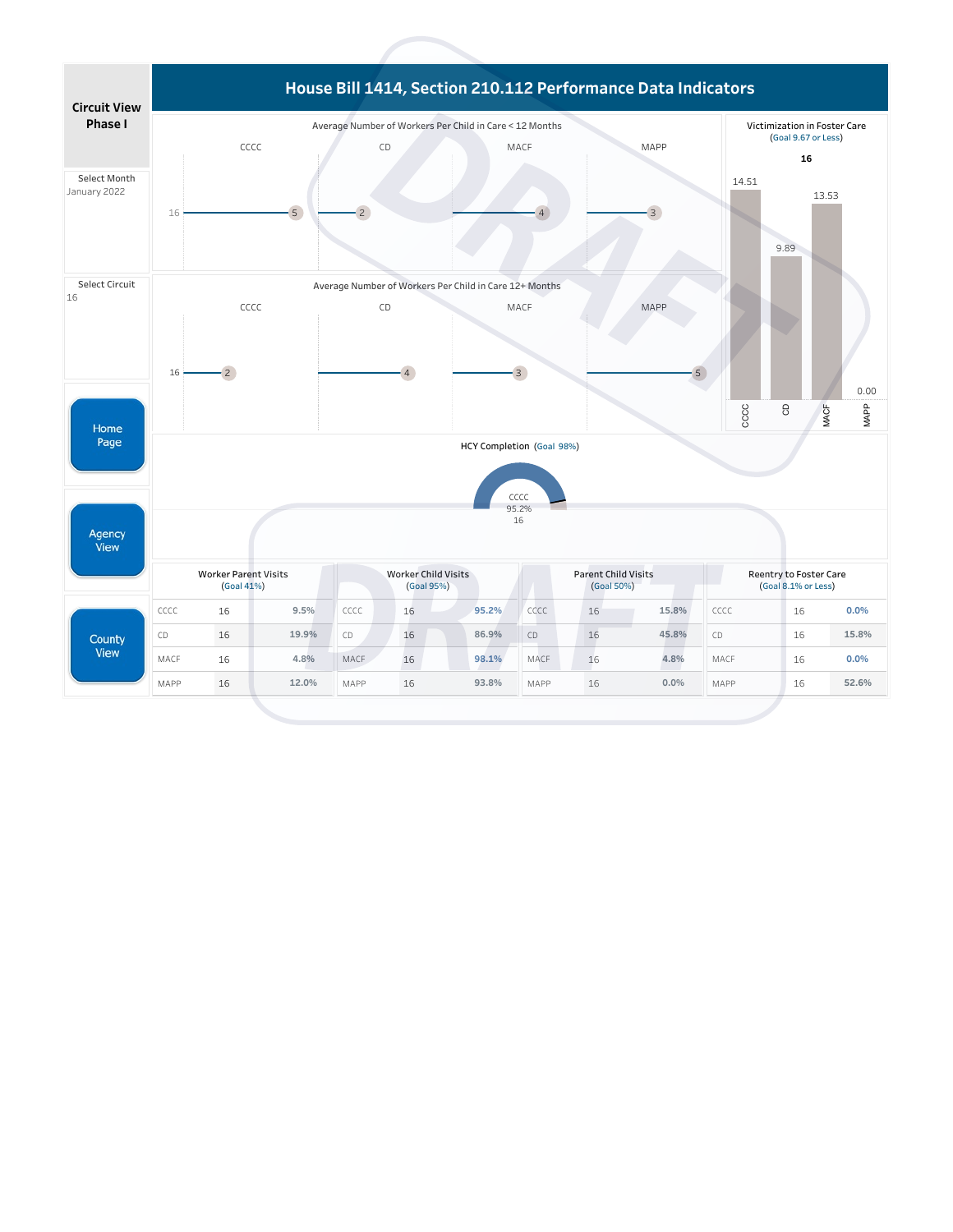# House Bill 1414, Section 210.112 Performance Data Indicators

**Circuit View Phase I**

Select Month: January 2022

Select Circuit: 16

Home Page

Agency View

County View

## Average Number of Workers Per Child in Care < 12 Months

| Circuit | CCCC | CD | MACF | MAPP |
|---|---|---|---|---|
| 16 | 5 | 2 | 4 | 3 |

## Average Number of Workers Per Child in Care 12+ Months

| Circuit | CCCC | CD | MACF | MAPP |
|---|---|---|---|---|
| 16 | 2 | 4 | 3 | 5 |

## Victimization in Foster Care (Goal 9.67 or Less)

**16**

| CCCC | CD | MACF | MAPP |
|---|---|---|---|
| 14.51 | 9.89 | 13.53 | 0.00 |

## HCY Completion (Goal 98%)

CCCC
95.2%
16

## Worker Parent Visits (Goal 41%)

| Agency | Circuit | Value |
|---|---|---|
| CCCC | 16 | 9.5% |
| CD | 16 | 19.9% |
| MACF | 16 | 4.8% |
| MAPP | 16 | 12.0% |

## Worker Child Visits (Goal 95%)

| Agency | Circuit | Value |
|---|---|---|
| CCCC | 16 | 95.2% |
| CD | 16 | 86.9% |
| MACF | 16 | 98.1% |
| MAPP | 16 | 93.8% |

## Parent Child Visits (Goal 50%)

| Agency | Circuit | Value |
|---|---|---|
| CCCC | 16 | 15.8% |
| CD | 16 | 45.8% |
| MACF | 16 | 4.8% |
| MAPP | 16 | 0.0% |

## Reentry to Foster Care (Goal 8.1% or Less)

| Agency | Circuit | Value |
|---|---|---|
| CCCC | 16 | 0.0% |
| CD | 16 | 15.8% |
| MACF | 16 | 0.0% |
| MAPP | 16 | 52.6% |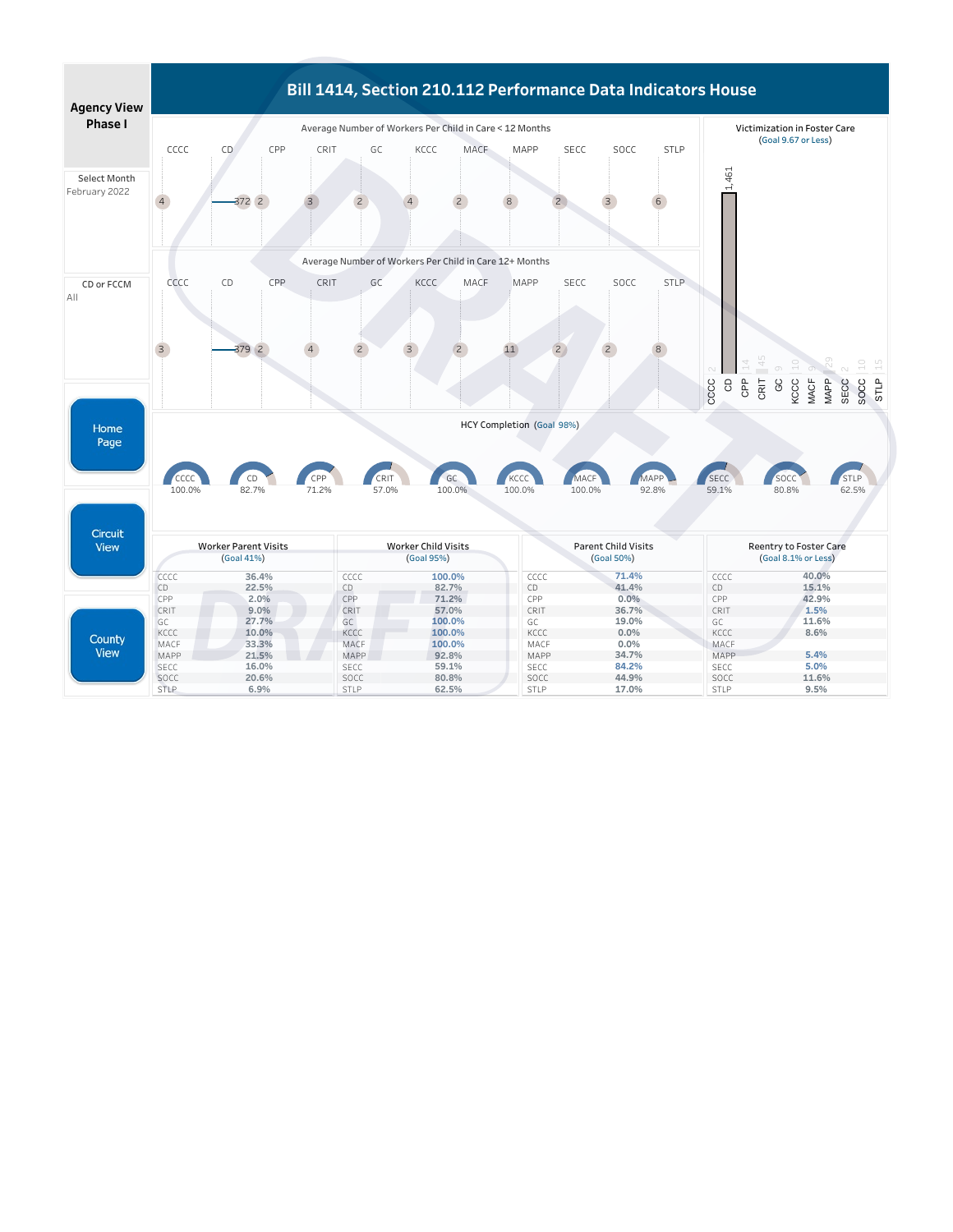# Bill 1414, Section 210.112 Performance Data Indicators House

**Agency View Phase I**

Select Month: February 2022

CD or FCCM: All

Home Page

Circuit View

County View

## Average Number of Workers Per Child in Care < 12 Months

| CCCC | CD | CPP | CRIT | GC | KCCC | MACF | MAPP | SECC | SOCC | STLP |
|---|---|---|---|---|---|---|---|---|---|---|
| 4 | 372 | 2 | 3 | 2 | 4 | 2 | 8 | 2 | 3 | 6 |

## Average Number of Workers Per Child in Care 12+ Months

| CCCC | CD | CPP | CRIT | GC | KCCC | MACF | MAPP | SECC | SOCC | STLP |
|---|---|---|---|---|---|---|---|---|---|---|
| 3 | 379 | 2 | 4 | 2 | 3 | 2 | 11 | 2 | 2 | 8 |

## Victimization in Foster Care

(Goal 9.67 or Less)

| CCCC | CD | CPP | CRIT | GC | KCCC | MACF | MAPP | SECC | SOCC | STLP |
|---|---|---|---|---|---|---|---|---|---|---|
| 2 | 1,461 | 14 | 45 | 9 | 10 | 9 | 29 | 2 | 10 | 15 |

## HCY Completion (Goal 98%)

| CCCC | CD | CPP | CRIT | GC | KCCC | MACF | MAPP | SECC | SOCC | STLP |
|---|---|---|---|---|---|---|---|---|---|---|
| 100.0% | 82.7% | 71.2% | 57.0% | 100.0% | 100.0% | 100.0% | 92.8% | 59.1% | 80.8% | 62.5% |

## Worker Parent Visits / Worker Child Visits / Parent Child Visits / Reentry to Foster Care

| | Worker Parent Visits (Goal 41%) | Worker Child Visits (Goal 95%) | Parent Child Visits (Goal 50%) | Reentry to Foster Care (Goal 8.1% or Less) |
|---|---|---|---|---|
| CCCC | 36.4% | 100.0% | 71.4% | 40.0% |
| CD | 22.5% | 82.7% | 41.4% | 15.1% |
| CPP | 2.0% | 71.2% | 0.0% | 42.9% |
| CRIT | 9.0% | 57.0% | 36.7% | 1.5% |
| GC | 27.7% | 100.0% | 19.0% | 11.6% |
| KCCC | 10.0% | 100.0% | 0.0% | 8.6% |
| MACF | 33.3% | 100.0% | 0.0% | |
| MAPP | 21.5% | 92.8% | 34.7% | 5.4% |
| SECC | 16.0% | 59.1% | 84.2% | 5.0% |
| SOCC | 20.6% | 80.8% | 44.9% | 11.6% |
| STLP | 6.9% | 62.5% | 17.0% | 9.5% |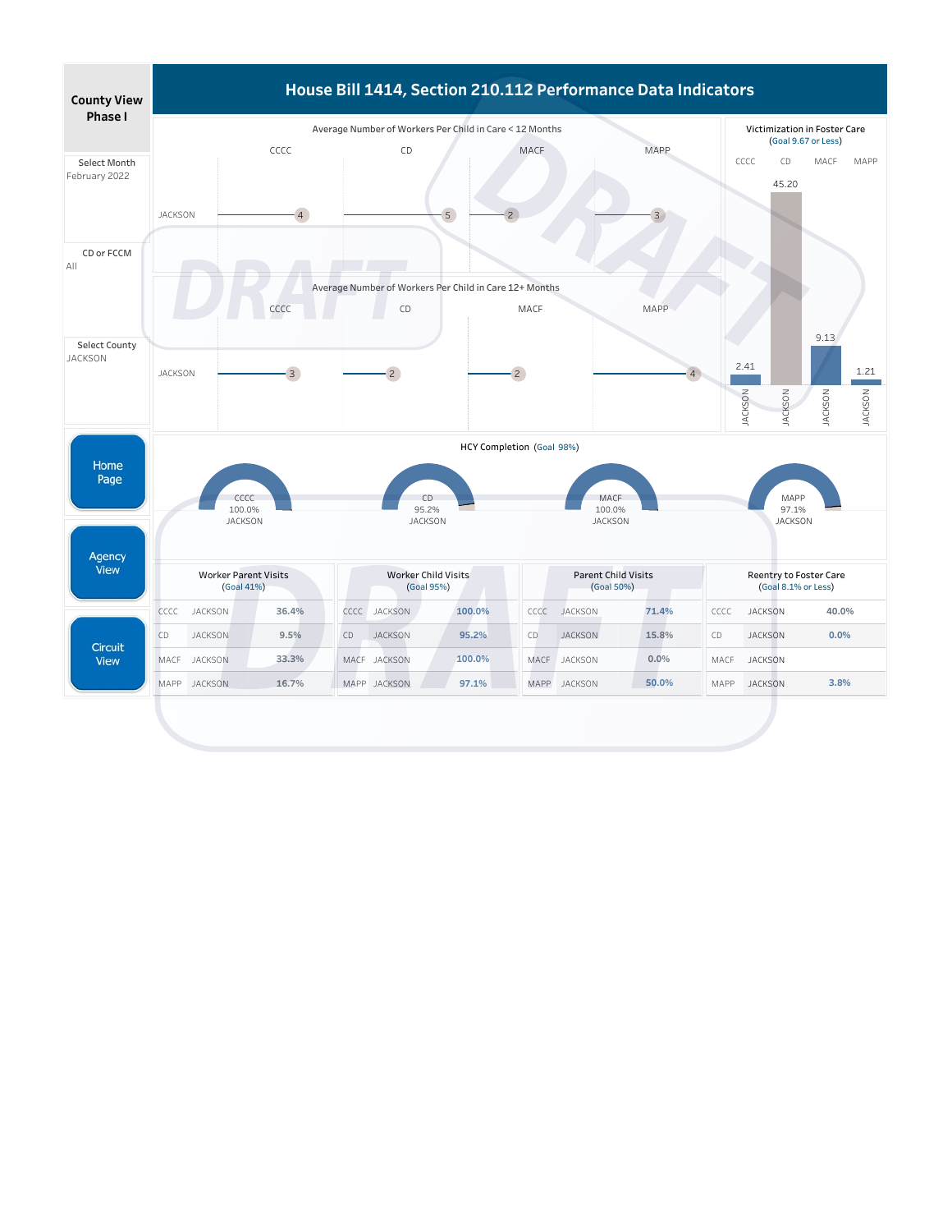# House Bill 1414, Section 210.112 Performance Data Indicators

**County View Phase I**

Select Month
February 2022

CD or FCCM
All

Select County
JACKSON

Home Page

Agency View

Circuit View

DRAFT

## Average Number of Workers Per Child in Care < 12 Months

CCCC CD MACF MAPP

JACKSON 4 5 2 3

## Average Number of Workers Per Child in Care 12+ Months

CCCC CD MACF MAPP

JACKSON 3 2 2 4

## Victimization in Foster Care
(Goal 9.67 or Less)

CCCC CD MACF MAPP

2.41 45.20 9.13 1.21

JACKSON JACKSON JACKSON JACKSON

## HCY Completion (Goal 98%)

CCCC 100.0% JACKSON

CD 95.2% JACKSON

MACF 100.0% JACKSON

MAPP 97.1% JACKSON

## Worker Parent Visits
(Goal 41%)

| | | |
|---|---|---|
| CCCC | JACKSON | 36.4% |
| CD | JACKSON | 9.5% |
| MACF | JACKSON | 33.3% |
| MAPP | JACKSON | 16.7% |

## Worker Child Visits
(Goal 95%)

| | | |
|---|---|---|
| CCCC | JACKSON | 100.0% |
| CD | JACKSON | 95.2% |
| MACF | JACKSON | 100.0% |
| MAPP | JACKSON | 97.1% |

## Parent Child Visits
(Goal 50%)

| | | |
|---|---|---|
| CCCC | JACKSON | 71.4% |
| CD | JACKSON | 15.8% |
| MACF | JACKSON | 0.0% |
| MAPP | JACKSON | 50.0% |

## Reentry to Foster Care
(Goal 8.1% or Less)

| | | |
|---|---|---|
| CCCC | JACKSON | 40.0% |
| CD | JACKSON | 0.0% |
| MACF | JACKSON | |
| MAPP | JACKSON | 3.8% |